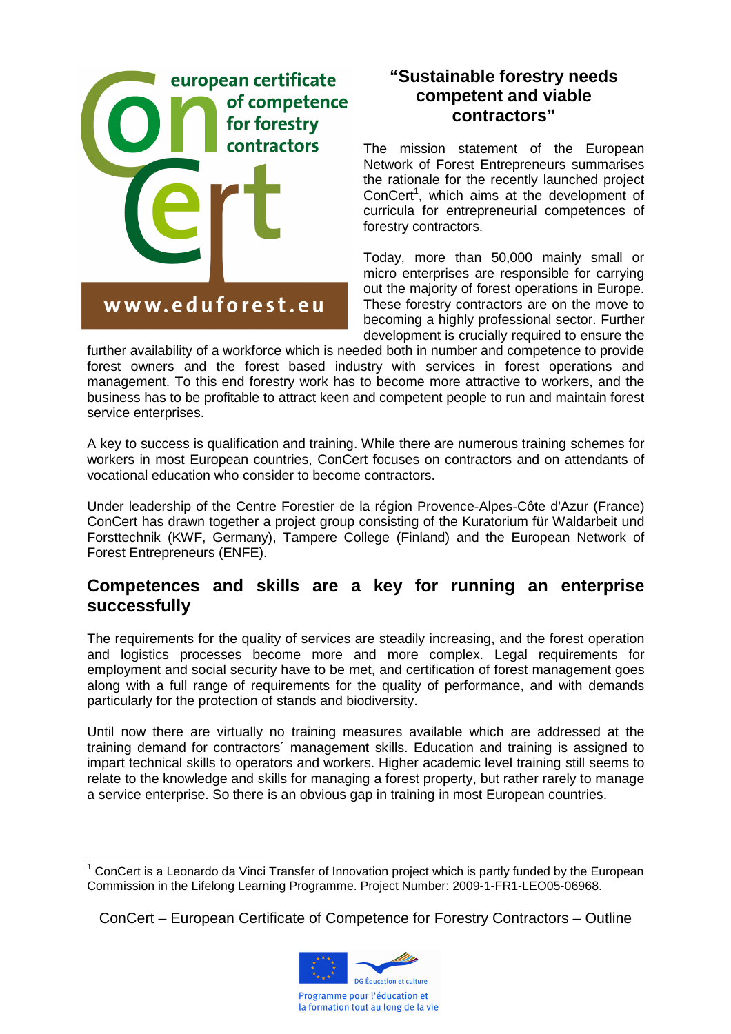european certificate of competence for forestry contractors

ConCert

www.eduforest.eu

# "Sustainable forestry needs competent and viable contractors"

The mission statement of the European Network of Forest Entrepreneurs summarises the rationale for the recently launched project ConCert[1], which aims at the development of curricula for entrepreneurial competences of forestry contractors.

Today, more than 50,000 mainly small or micro enterprises are responsible for carrying out the majority of forest operations in Europe. These forestry contractors are on the move to becoming a highly professional sector. Further development is crucially required to ensure the further availability of a workforce which is needed both in number and competence to provide forest owners and the forest based industry with services in forest operations and management. To this end forestry work has to become more attractive to workers, and the business has to be profitable to attract keen and competent people to run and maintain forest service enterprises.

A key to success is qualification and training. While there are numerous training schemes for workers in most European countries, ConCert focuses on contractors and on attendants of vocational education who consider to become contractors.

Under leadership of the Centre Forestier de la région Provence-Alpes-Côte d'Azur (France) ConCert has drawn together a project group consisting of the Kuratorium für Waldarbeit und Forsttechnik (KWF, Germany), Tampere College (Finland) and the European Network of Forest Entrepreneurs (ENFE).

## Competences and skills are a key for running an enterprise successfully

The requirements for the quality of services are steadily increasing, and the forest operation and logistics processes become more and more complex. Legal requirements for employment and social security have to be met, and certification of forest management goes along with a full range of requirements for the quality of performance, and with demands particularly for the protection of stands and biodiversity.

Until now there are virtually no training measures available which are addressed at the training demand for contractors´ management skills. Education and training is assigned to impart technical skills to operators and workers. Higher academic level training still seems to relate to the knowledge and skills for managing a forest property, but rather rarely to manage a service enterprise. So there is an obvious gap in training in most European countries.

---

[1] ConCert is a Leonardo da Vinci Transfer of Innovation project which is partly funded by the European Commission in the Lifelong Learning Programme. Project Number: 2009-1-FR1-LEO05-06968.

ConCert – European Certificate of Competence for Forestry Contractors – Outline

DG Éducation et culture

Programme pour l'éducation et la formation tout au long de la vie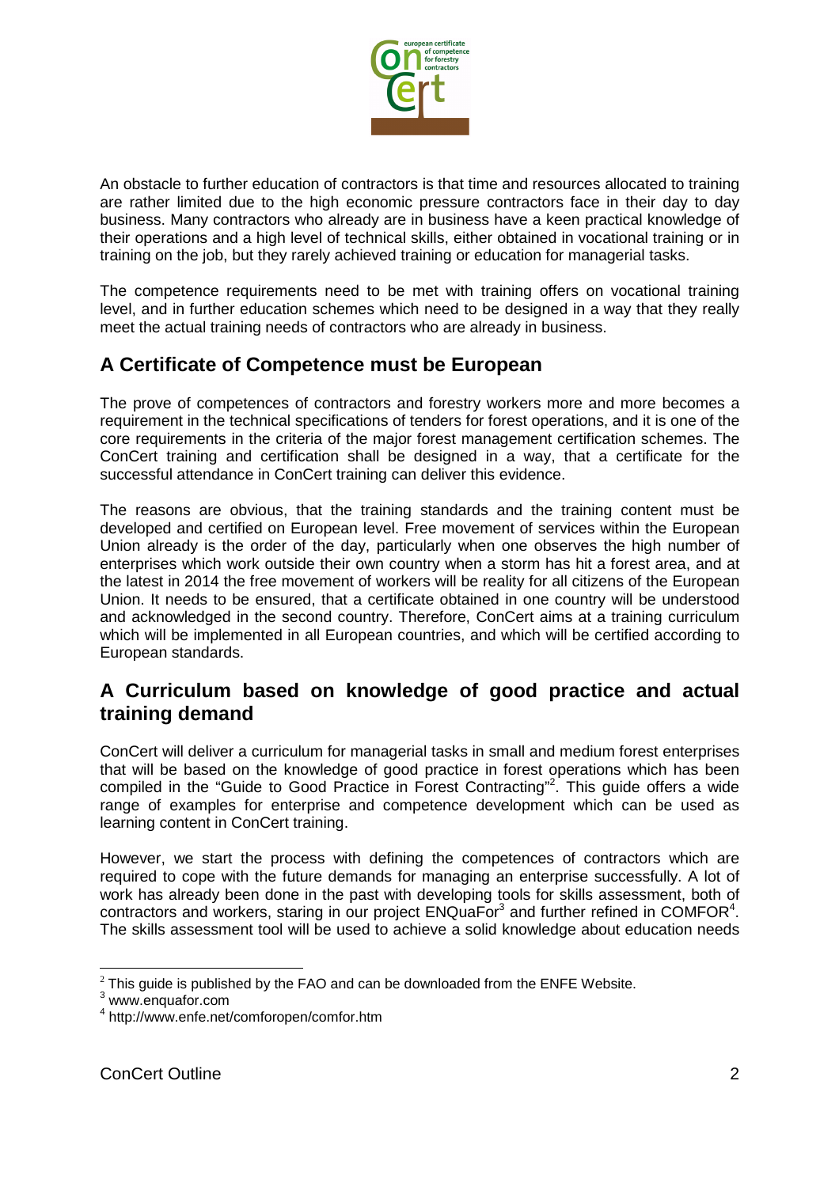An obstacle to further education of contractors is that time and resources allocated to training are rather limited due to the high economic pressure contractors face in their day to day business. Many contractors who already are in business have a keen practical knowledge of their operations and a high level of technical skills, either obtained in vocational training or in training on the job, but they rarely achieved training or education for managerial tasks.

The competence requirements need to be met with training offers on vocational training level, and in further education schemes which need to be designed in a way that they really meet the actual training needs of contractors who are already in business.

## A Certificate of Competence must be European

The prove of competences of contractors and forestry workers more and more becomes a requirement in the technical specifications of tenders for forest operations, and it is one of the core requirements in the criteria of the major forest management certification schemes. The ConCert training and certification shall be designed in a way, that a certificate for the successful attendance in ConCert training can deliver this evidence.

The reasons are obvious, that the training standards and the training content must be developed and certified on European level. Free movement of services within the European Union already is the order of the day, particularly when one observes the high number of enterprises which work outside their own country when a storm has hit a forest area, and at the latest in 2014 the free movement of workers will be reality for all citizens of the European Union. It needs to be ensured, that a certificate obtained in one country will be understood and acknowledged in the second country. Therefore, ConCert aims at a training curriculum which will be implemented in all European countries, and which will be certified according to European standards.

## A Curriculum based on knowledge of good practice and actual training demand

ConCert will deliver a curriculum for managerial tasks in small and medium forest enterprises that will be based on the knowledge of good practice in forest operations which has been compiled in the "Guide to Good Practice in Forest Contracting"[2]. This guide offers a wide range of examples for enterprise and competence development which can be used as learning content in ConCert training.

However, we start the process with defining the competences of contractors which are required to cope with the future demands for managing an enterprise successfully. A lot of work has already been done in the past with developing tools for skills assessment, both of contractors and workers, staring in our project ENQuaFor[3] and further refined in COMFOR[4]. The skills assessment tool will be used to achieve a solid knowledge about education needs

[2] This guide is published by the FAO and can be downloaded from the ENFE Website.

[3] www.enquafor.com

[4] http://www.enfe.net/comforopen/comfor.htm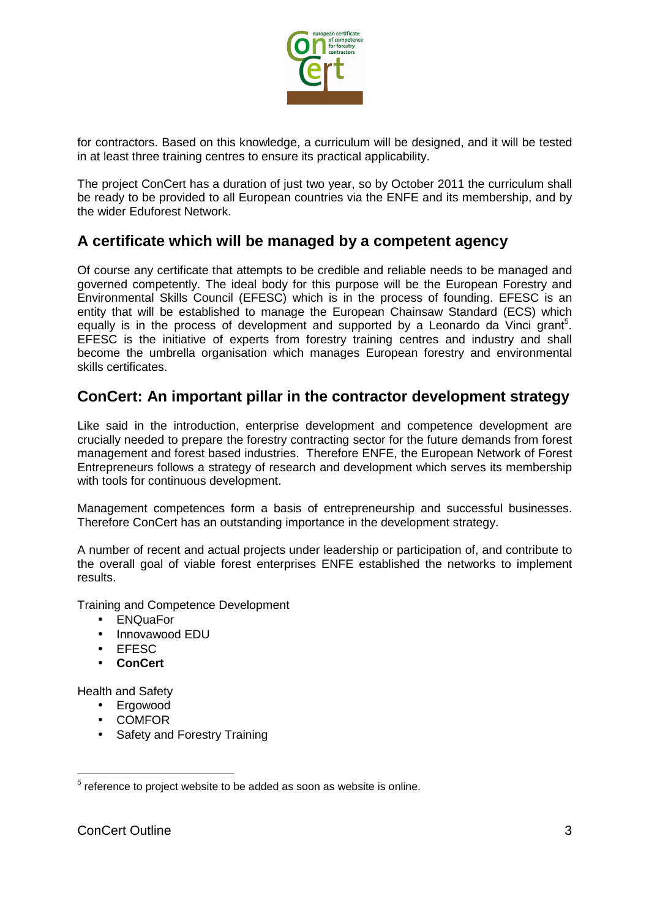for contractors. Based on this knowledge, a curriculum will be designed, and it will be tested in at least three training centres to ensure its practical applicability.

The project ConCert has a duration of just two year, so by October 2011 the curriculum shall be ready to be provided to all European countries via the ENFE and its membership, and by the wider Eduforest Network.

## A certificate which will be managed by a competent agency

Of course any certificate that attempts to be credible and reliable needs to be managed and governed competently. The ideal body for this purpose will be the European Forestry and Environmental Skills Council (EFESC) which is in the process of founding. EFESC is an entity that will be established to manage the European Chainsaw Standard (ECS) which equally is in the process of development and supported by a Leonardo da Vinci grant[5]. EFESC is the initiative of experts from forestry training centres and industry and shall become the umbrella organisation which manages European forestry and environmental skills certificates.

## ConCert: An important pillar in the contractor development strategy

Like said in the introduction, enterprise development and competence development are crucially needed to prepare the forestry contracting sector for the future demands from forest management and forest based industries. Therefore ENFE, the European Network of Forest Entrepreneurs follows a strategy of research and development which serves its membership with tools for continuous development.

Management competences form a basis of entrepreneurship and successful businesses. Therefore ConCert has an outstanding importance in the development strategy.

A number of recent and actual projects under leadership or participation of, and contribute to the overall goal of viable forest enterprises ENFE established the networks to implement results.

Training and Competence Development

- ENQuaFor
- Innovawood EDU
- EFESC
- **ConCert**

Health and Safety

- Ergowood
- COMFOR
- Safety and Forestry Training

[5] reference to project website to be added as soon as website is online.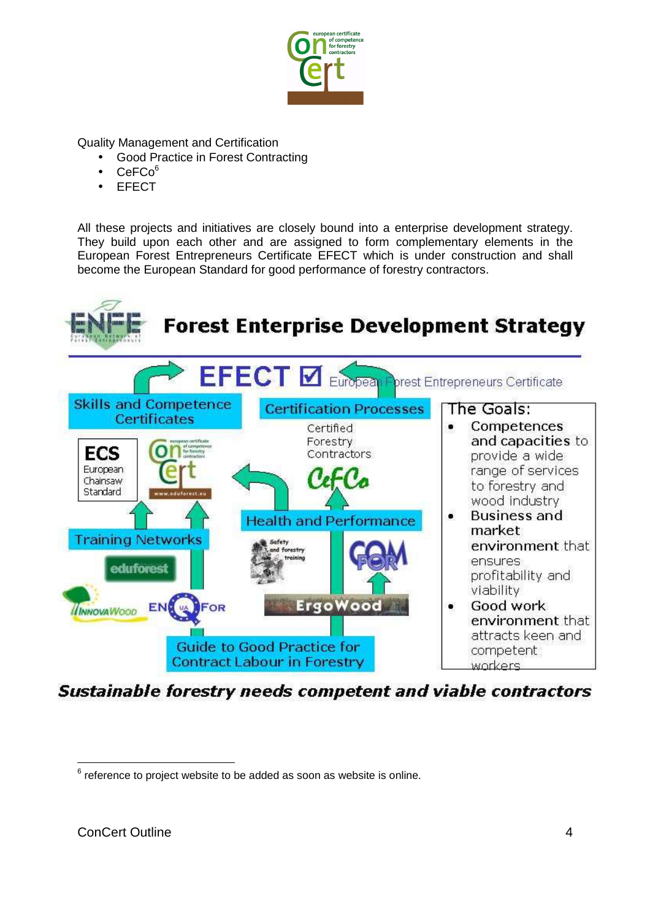Quality Management and Certification

- Good Practice in Forest Contracting
- CeFCo[6]
- EFECT

All these projects and initiatives are closely bound into a enterprise development strategy. They build upon each other and are assigned to form complementary elements in the European Forest Entrepreneurs Certificate EFECT which is under construction and shall become the European Standard for good performance of forestry contractors.

**Forest Enterprise Development Strategy**

EFECT ☑ European Forest Entrepreneurs Certificate

Skills and Competence Certificates

ECS European Chainsaw Standard

ConCert

Certification Processes

Certified Forestry Contractors

CeFCo

The Goals:

- Competences and capacities to provide a wide range of services to forestry and wood industry
- Business and market environment that ensures profitability and viability
- Good work environment that attracts keen and competent workers

Training Networks

eduforest

InnovaWood

ENQFor

Health and Performance

Safety and forestry training

COMFOR

ErgoWood

Guide to Good Practice for Contract Labour in Forestry

***Sustainable forestry needs competent and viable contractors***

[6] reference to project website to be added as soon as website is online.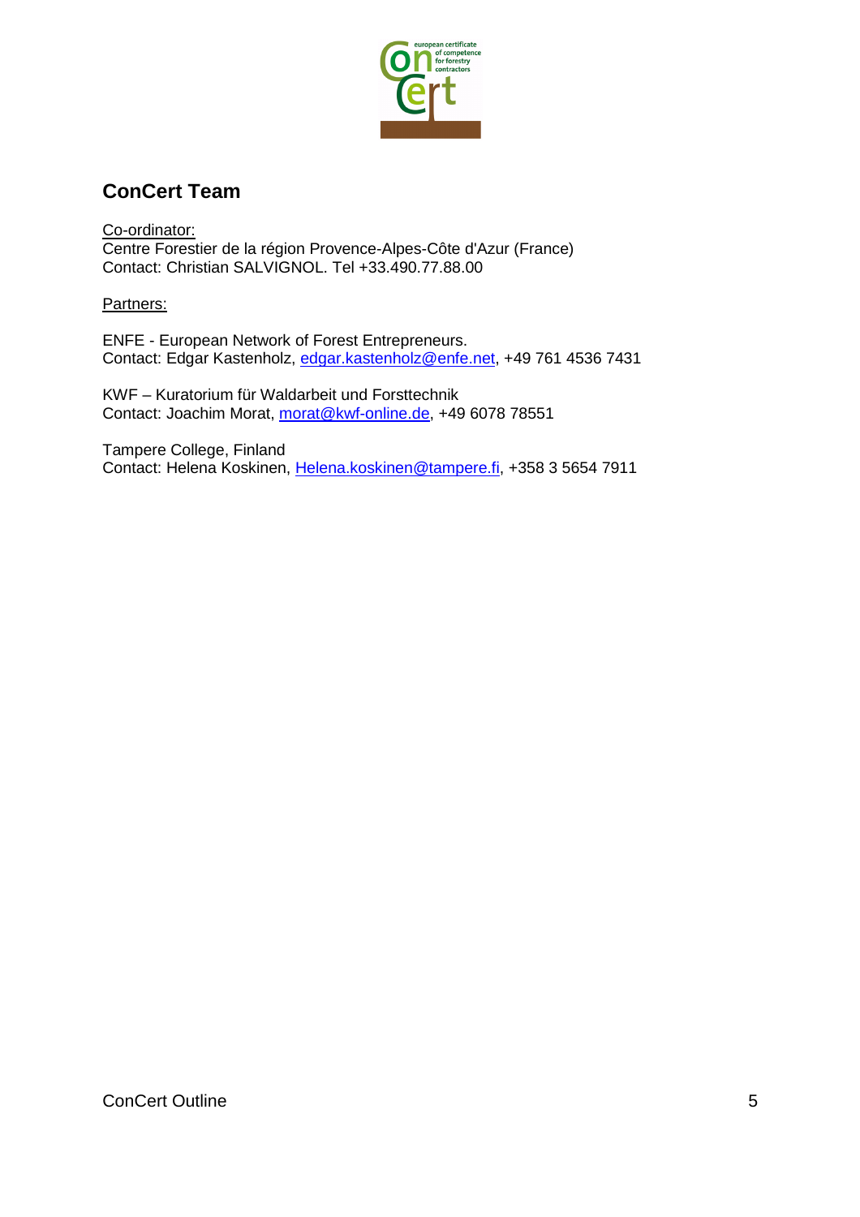## ConCert Team

Co-ordinator:
Centre Forestier de la région Provence-Alpes-Côte d'Azur (France)
Contact: Christian SALVIGNOL. Tel +33.490.77.88.00

Partners:

ENFE - European Network of Forest Entrepreneurs.
Contact: Edgar Kastenholz, edgar.kastenholz@enfe.net, +49 761 4536 7431

KWF – Kuratorium für Waldarbeit und Forsttechnik
Contact: Joachim Morat, morat@kwf-online.de, +49 6078 78551

Tampere College, Finland
Contact: Helena Koskinen, Helena.koskinen@tampere.fi, +358 3 5654 7911